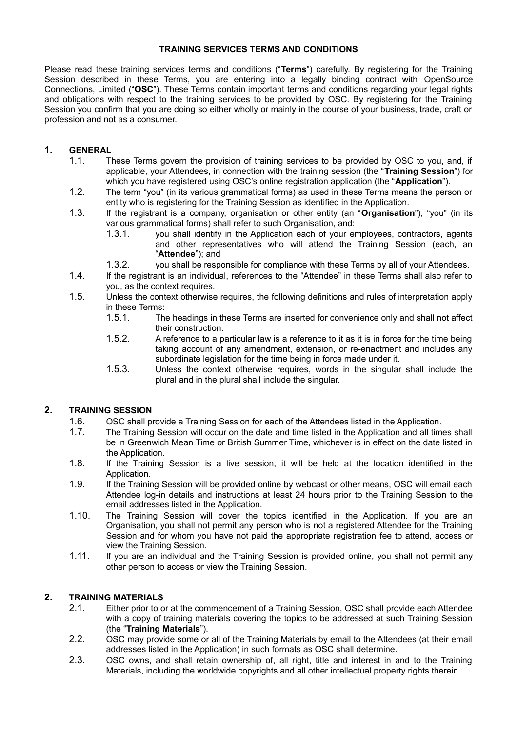# TRAINING SERVICES TERMS AND CONDITIONS

Please read these training services terms and conditions ("**Terms**") carefully. By registering for the Training Session described in these Terms, you are entering into a legally binding contract with OpenSource Connections, Limited ("**OSC**"). These Terms contain important terms and conditions regarding your legal rights and obligations with respect to the training services to be provided by OSC. By registering for the Training Session you confirm that you are doing so either wholly or mainly in the course of your business, trade, craft or profession and not as a consumer.

## 1. GENERAL

1.1. These Terms govern the provision of training services to be provided by OSC to you, and, if applicable, your Attendees, in connection with the training session (the "**Training Session**") for which you have registered using OSC's online registration application (the "**Application**").

1.2. The term "you" (in its various grammatical forms) as used in these Terms means the person or entity who is registering for the Training Session as identified in the Application.

1.3. If the registrant is a company, organisation or other entity (an "**Organisation**"), "you" (in its various grammatical forms) shall refer to such Organisation, and:

1.3.1. you shall identify in the Application each of your employees, contractors, agents and other representatives who will attend the Training Session (each, an "**Attendee**"); and

1.3.2. you shall be responsible for compliance with these Terms by all of your Attendees.

1.4. If the registrant is an individual, references to the "Attendee" in these Terms shall also refer to you, as the context requires.

1.5. Unless the context otherwise requires, the following definitions and rules of interpretation apply in these Terms:

1.5.1. The headings in these Terms are inserted for convenience only and shall not affect their construction.

1.5.2. A reference to a particular law is a reference to it as it is in force for the time being taking account of any amendment, extension, or re-enactment and includes any subordinate legislation for the time being in force made under it.

1.5.3. Unless the context otherwise requires, words in the singular shall include the plural and in the plural shall include the singular.

## 2. TRAINING SESSION

1.6. OSC shall provide a Training Session for each of the Attendees listed in the Application.

1.7. The Training Session will occur on the date and time listed in the Application and all times shall be in Greenwich Mean Time or British Summer Time, whichever is in effect on the date listed in the Application.

1.8. If the Training Session is a live session, it will be held at the location identified in the Application.

1.9. If the Training Session will be provided online by webcast or other means, OSC will email each Attendee log-in details and instructions at least 24 hours prior to the Training Session to the email addresses listed in the Application.

1.10. The Training Session will cover the topics identified in the Application. If you are an Organisation, you shall not permit any person who is not a registered Attendee for the Training Session and for whom you have not paid the appropriate registration fee to attend, access or view the Training Session.

1.11. If you are an individual and the Training Session is provided online, you shall not permit any other person to access or view the Training Session.

## 2. TRAINING MATERIALS

2.1. Either prior to or at the commencement of a Training Session, OSC shall provide each Attendee with a copy of training materials covering the topics to be addressed at such Training Session (the "**Training Materials**").

2.2. OSC may provide some or all of the Training Materials by email to the Attendees (at their email addresses listed in the Application) in such formats as OSC shall determine.

2.3. OSC owns, and shall retain ownership of, all right, title and interest in and to the Training Materials, including the worldwide copyrights and all other intellectual property rights therein.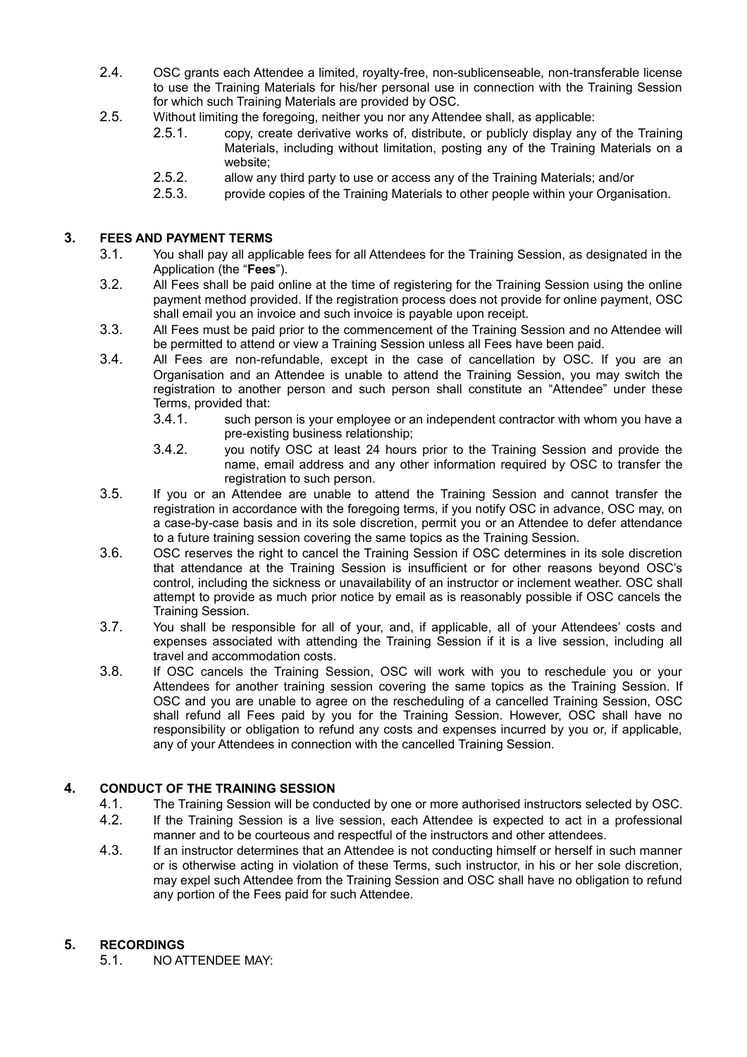2.4. OSC grants each Attendee a limited, royalty-free, non-sublicenseable, non-transferable license to use the Training Materials for his/her personal use in connection with the Training Session for which such Training Materials are provided by OSC.

2.5. Without limiting the foregoing, neither you nor any Attendee shall, as applicable:

2.5.1. copy, create derivative works of, distribute, or publicly display any of the Training Materials, including without limitation, posting any of the Training Materials on a website;

2.5.2. allow any third party to use or access any of the Training Materials; and/or

2.5.3. provide copies of the Training Materials to other people within your Organisation.

## 3. FEES AND PAYMENT TERMS

3.1. You shall pay all applicable fees for all Attendees for the Training Session, as designated in the Application (the "**Fees**").

3.2. All Fees shall be paid online at the time of registering for the Training Session using the online payment method provided. If the registration process does not provide for online payment, OSC shall email you an invoice and such invoice is payable upon receipt.

3.3. All Fees must be paid prior to the commencement of the Training Session and no Attendee will be permitted to attend or view a Training Session unless all Fees have been paid.

3.4. All Fees are non-refundable, except in the case of cancellation by OSC. If you are an Organisation and an Attendee is unable to attend the Training Session, you may switch the registration to another person and such person shall constitute an "Attendee" under these Terms, provided that:

3.4.1. such person is your employee or an independent contractor with whom you have a pre-existing business relationship;

3.4.2. you notify OSC at least 24 hours prior to the Training Session and provide the name, email address and any other information required by OSC to transfer the registration to such person.

3.5. If you or an Attendee are unable to attend the Training Session and cannot transfer the registration in accordance with the foregoing terms, if you notify OSC in advance, OSC may, on a case-by-case basis and in its sole discretion, permit you or an Attendee to defer attendance to a future training session covering the same topics as the Training Session.

3.6. OSC reserves the right to cancel the Training Session if OSC determines in its sole discretion that attendance at the Training Session is insufficient or for other reasons beyond OSC's control, including the sickness or unavailability of an instructor or inclement weather. OSC shall attempt to provide as much prior notice by email as is reasonably possible if OSC cancels the Training Session.

3.7. You shall be responsible for all of your, and, if applicable, all of your Attendees' costs and expenses associated with attending the Training Session if it is a live session, including all travel and accommodation costs.

3.8. If OSC cancels the Training Session, OSC will work with you to reschedule you or your Attendees for another training session covering the same topics as the Training Session. If OSC and you are unable to agree on the rescheduling of a cancelled Training Session, OSC shall refund all Fees paid by you for the Training Session. However, OSC shall have no responsibility or obligation to refund any costs and expenses incurred by you or, if applicable, any of your Attendees in connection with the cancelled Training Session.

## 4. CONDUCT OF THE TRAINING SESSION

4.1. The Training Session will be conducted by one or more authorised instructors selected by OSC.

4.2. If the Training Session is a live session, each Attendee is expected to act in a professional manner and to be courteous and respectful of the instructors and other attendees.

4.3. If an instructor determines that an Attendee is not conducting himself or herself in such manner or is otherwise acting in violation of these Terms, such instructor, in his or her sole discretion, may expel such Attendee from the Training Session and OSC shall have no obligation to refund any portion of the Fees paid for such Attendee.

## 5. RECORDINGS

5.1. NO ATTENDEE MAY: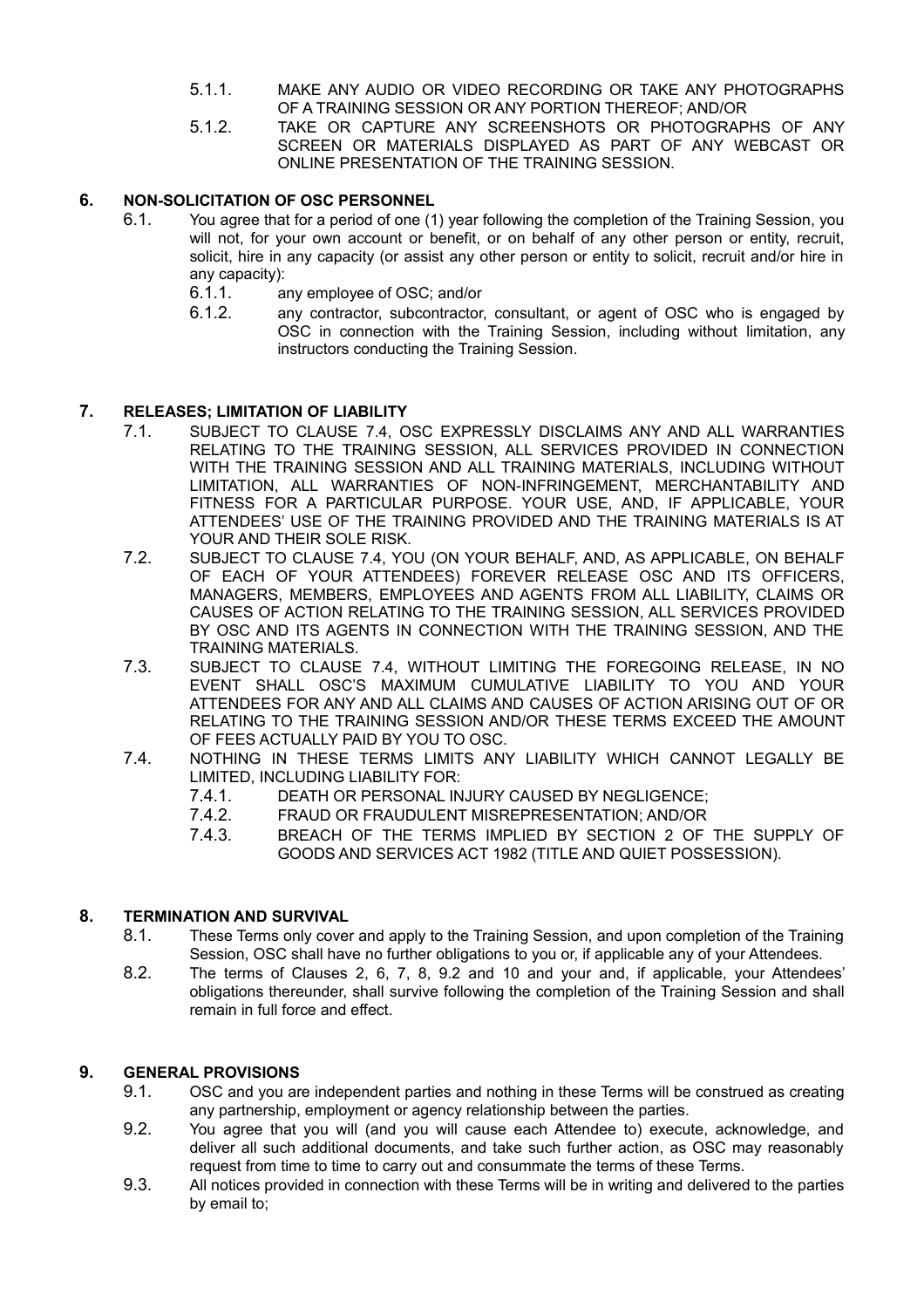5.1.1. MAKE ANY AUDIO OR VIDEO RECORDING OR TAKE ANY PHOTOGRAPHS OF A TRAINING SESSION OR ANY PORTION THEREOF; AND/OR

5.1.2. TAKE OR CAPTURE ANY SCREENSHOTS OR PHOTOGRAPHS OF ANY SCREEN OR MATERIALS DISPLAYED AS PART OF ANY WEBCAST OR ONLINE PRESENTATION OF THE TRAINING SESSION.

## 6. NON-SOLICITATION OF OSC PERSONNEL

6.1. You agree that for a period of one (1) year following the completion of the Training Session, you will not, for your own account or benefit, or on behalf of any other person or entity, recruit, solicit, hire in any capacity (or assist any other person or entity to solicit, recruit and/or hire in any capacity):

6.1.1. any employee of OSC; and/or

6.1.2. any contractor, subcontractor, consultant, or agent of OSC who is engaged by OSC in connection with the Training Session, including without limitation, any instructors conducting the Training Session.

## 7. RELEASES; LIMITATION OF LIABILITY

7.1. SUBJECT TO CLAUSE 7.4, OSC EXPRESSLY DISCLAIMS ANY AND ALL WARRANTIES RELATING TO THE TRAINING SESSION, ALL SERVICES PROVIDED IN CONNECTION WITH THE TRAINING SESSION AND ALL TRAINING MATERIALS, INCLUDING WITHOUT LIMITATION, ALL WARRANTIES OF NON-INFRINGEMENT, MERCHANTABILITY AND FITNESS FOR A PARTICULAR PURPOSE. YOUR USE, AND, IF APPLICABLE, YOUR ATTENDEES' USE OF THE TRAINING PROVIDED AND THE TRAINING MATERIALS IS AT YOUR AND THEIR SOLE RISK.

7.2. SUBJECT TO CLAUSE 7.4, YOU (ON YOUR BEHALF, AND, AS APPLICABLE, ON BEHALF OF EACH OF YOUR ATTENDEES) FOREVER RELEASE OSC AND ITS OFFICERS, MANAGERS, MEMBERS, EMPLOYEES AND AGENTS FROM ALL LIABILITY, CLAIMS OR CAUSES OF ACTION RELATING TO THE TRAINING SESSION, ALL SERVICES PROVIDED BY OSC AND ITS AGENTS IN CONNECTION WITH THE TRAINING SESSION, AND THE TRAINING MATERIALS.

7.3. SUBJECT TO CLAUSE 7.4, WITHOUT LIMITING THE FOREGOING RELEASE, IN NO EVENT SHALL OSC'S MAXIMUM CUMULATIVE LIABILITY TO YOU AND YOUR ATTENDEES FOR ANY AND ALL CLAIMS AND CAUSES OF ACTION ARISING OUT OF OR RELATING TO THE TRAINING SESSION AND/OR THESE TERMS EXCEED THE AMOUNT OF FEES ACTUALLY PAID BY YOU TO OSC.

7.4. NOTHING IN THESE TERMS LIMITS ANY LIABILITY WHICH CANNOT LEGALLY BE LIMITED, INCLUDING LIABILITY FOR:

7.4.1. DEATH OR PERSONAL INJURY CAUSED BY NEGLIGENCE;

7.4.2. FRAUD OR FRAUDULENT MISREPRESENTATION; AND/OR

7.4.3. BREACH OF THE TERMS IMPLIED BY SECTION 2 OF THE SUPPLY OF GOODS AND SERVICES ACT 1982 (TITLE AND QUIET POSSESSION).

## 8. TERMINATION AND SURVIVAL

8.1. These Terms only cover and apply to the Training Session, and upon completion of the Training Session, OSC shall have no further obligations to you or, if applicable any of your Attendees.

8.2. The terms of Clauses 2, 6, 7, 8, 9.2 and 10 and your and, if applicable, your Attendees' obligations thereunder, shall survive following the completion of the Training Session and shall remain in full force and effect.

## 9. GENERAL PROVISIONS

9.1. OSC and you are independent parties and nothing in these Terms will be construed as creating any partnership, employment or agency relationship between the parties.

9.2. You agree that you will (and you will cause each Attendee to) execute, acknowledge, and deliver all such additional documents, and take such further action, as OSC may reasonably request from time to time to carry out and consummate the terms of these Terms.

9.3. All notices provided in connection with these Terms will be in writing and delivered to the parties by email to;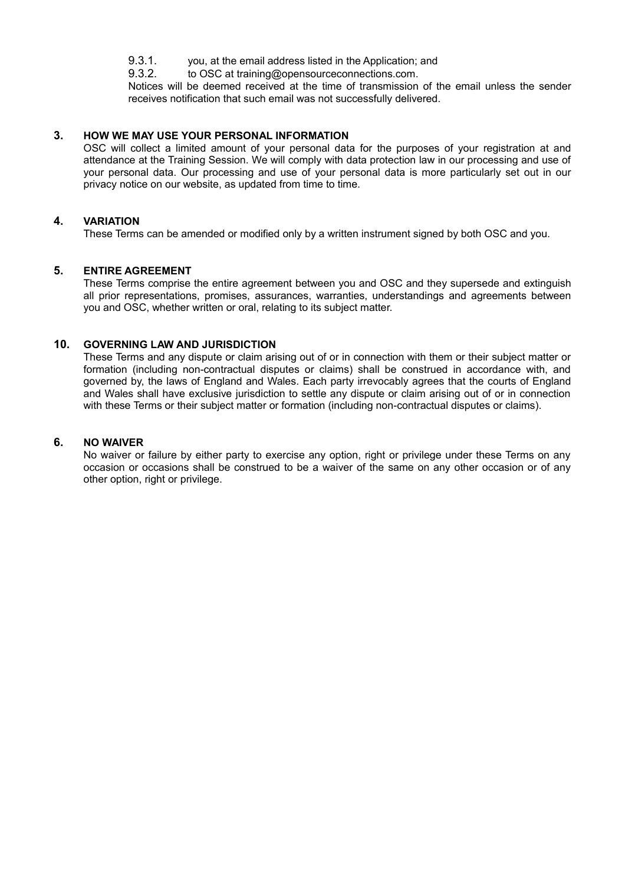9.3.1. you, at the email address listed in the Application; and

9.3.2. to OSC at training@opensourceconnections.com.

Notices will be deemed received at the time of transmission of the email unless the sender receives notification that such email was not successfully delivered.

## 3. HOW WE MAY USE YOUR PERSONAL INFORMATION

OSC will collect a limited amount of your personal data for the purposes of your registration at and attendance at the Training Session. We will comply with data protection law in our processing and use of your personal data. Our processing and use of your personal data is more particularly set out in our privacy notice on our website, as updated from time to time.

## 4. VARIATION

These Terms can be amended or modified only by a written instrument signed by both OSC and you.

## 5. ENTIRE AGREEMENT

These Terms comprise the entire agreement between you and OSC and they supersede and extinguish all prior representations, promises, assurances, warranties, understandings and agreements between you and OSC, whether written or oral, relating to its subject matter.

## 10. GOVERNING LAW AND JURISDICTION

These Terms and any dispute or claim arising out of or in connection with them or their subject matter or formation (including non-contractual disputes or claims) shall be construed in accordance with, and governed by, the laws of England and Wales. Each party irrevocably agrees that the courts of England and Wales shall have exclusive jurisdiction to settle any dispute or claim arising out of or in connection with these Terms or their subject matter or formation (including non-contractual disputes or claims).

## 6. NO WAIVER

No waiver or failure by either party to exercise any option, right or privilege under these Terms on any occasion or occasions shall be construed to be a waiver of the same on any other occasion or of any other option, right or privilege.